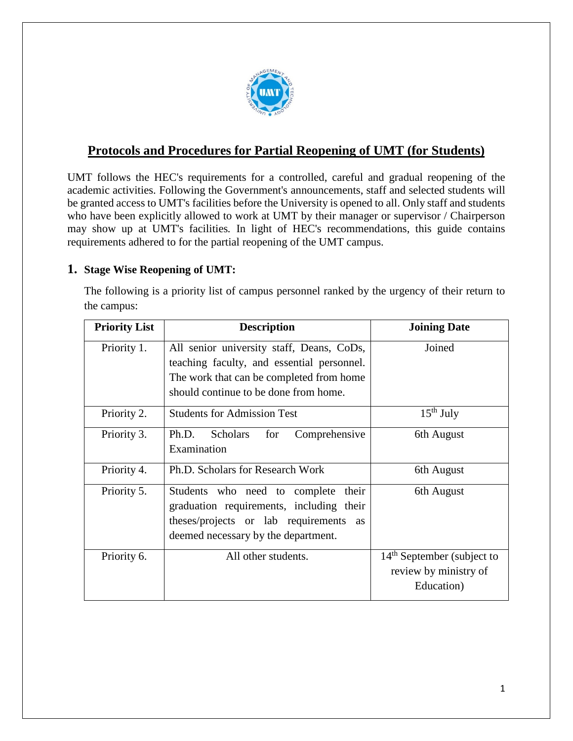# Protocols and Procedures for Partial Reopening of UMT (for Students)

UMT follows the HEC's requirements for a controlled, careful and gradual reopening of the academic activities. Following the Government's announcements, staff and selected students will be granted access to UMT's facilities before the University is opened to all. Only staff and students who have been explicitly allowed to work at UMT by their manager or supervisor / Chairperson may show up at UMT's facilities. In light of HEC's recommendations, this guide contains requirements adhered to for the partial reopening of the UMT campus.

## 1. Stage Wise Reopening of UMT:

The following is a priority list of campus personnel ranked by the urgency of their return to the campus:

| Priority List | Description | Joining Date |
|---|---|---|
| Priority 1. | All senior university staff, Deans, CoDs, teaching faculty, and essential personnel. The work that can be completed from home should continue to be done from home. | Joined |
| Priority 2. | Students for Admission Test | 15th July |
| Priority 3. | Ph.D. Scholars for Comprehensive Examination | 6th August |
| Priority 4. | Ph.D. Scholars for Research Work | 6th August |
| Priority 5. | Students who need to complete their graduation requirements, including their theses/projects or lab requirements as deemed necessary by the department. | 6th August |
| Priority 6. | All other students. | 14th September (subject to review by ministry of Education) |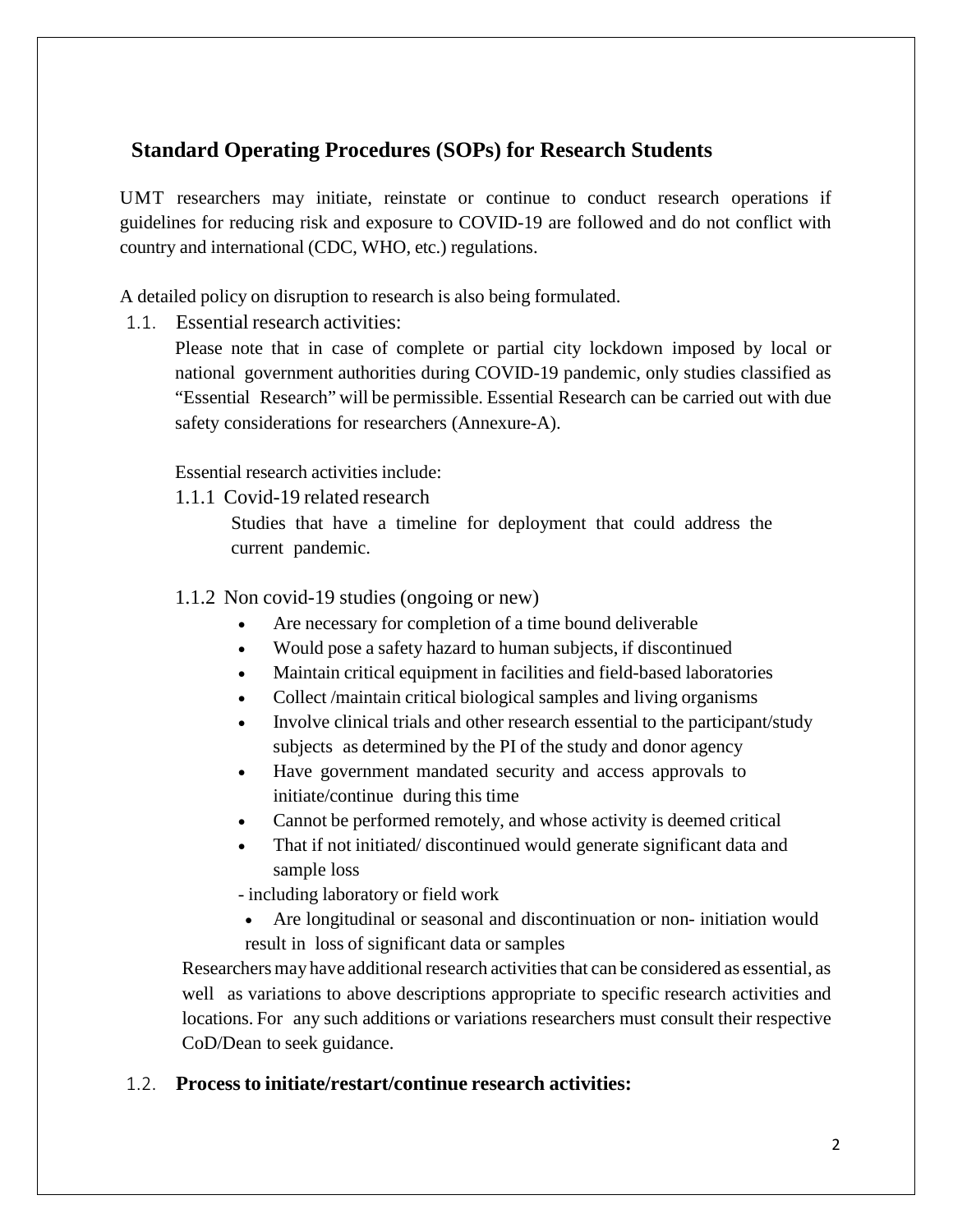## Standard Operating Procedures (SOPs) for Research Students

UMT researchers may initiate, reinstate or continue to conduct research operations if guidelines for reducing risk and exposure to COVID-19 are followed and do not conflict with country and international (CDC, WHO, etc.) regulations.

A detailed policy on disruption to research is also being formulated.

### 1.1. Essential research activities:

Please note that in case of complete or partial city lockdown imposed by local or national government authorities during COVID-19 pandemic, only studies classified as "Essential Research" will be permissible. Essential Research can be carried out with due safety considerations for researchers (Annexure-A).

Essential research activities include:

#### 1.1.1 Covid-19 related research

Studies that have a timeline for deployment that could address the current pandemic.

#### 1.1.2 Non covid-19 studies (ongoing or new)

- Are necessary for completion of a time bound deliverable
- Would pose a safety hazard to human subjects, if discontinued
- Maintain critical equipment in facilities and field-based laboratories
- Collect /maintain critical biological samples and living organisms
- Involve clinical trials and other research essential to the participant/study subjects as determined by the PI of the study and donor agency
- Have government mandated security and access approvals to initiate/continue during this time
- Cannot be performed remotely, and whose activity is deemed critical
- That if not initiated/ discontinued would generate significant data and sample loss

- including laboratory or field work

- Are longitudinal or seasonal and discontinuation or non- initiation would result in loss of significant data or samples

Researchers may have additional research activities that can be considered as essential, as well as variations to above descriptions appropriate to specific research activities and locations. For any such additions or variations researchers must consult their respective CoD/Dean to seek guidance.

### 1.2. **Process to initiate/restart/continue research activities:**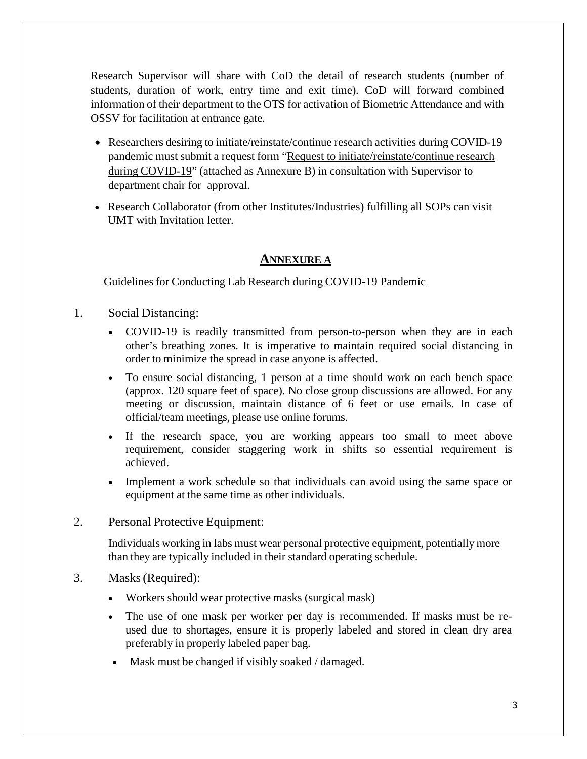Research Supervisor will share with CoD the detail of research students (number of students, duration of work, entry time and exit time). CoD will forward combined information of their department to the OTS for activation of Biometric Attendance and with OSSV for facilitation at entrance gate.

- Researchers desiring to initiate/reinstate/continue research activities during COVID-19 pandemic must submit a request form "Request to initiate/reinstate/continue research during COVID-19" (attached as Annexure B) in consultation with Supervisor to department chair for approval.
- Research Collaborator (from other Institutes/Industries) fulfilling all SOPs can visit UMT with Invitation letter.

## ANNEXURE A

Guidelines for Conducting Lab Research during COVID-19 Pandemic

1. Social Distancing:
   - COVID-19 is readily transmitted from person-to-person when they are in each other's breathing zones. It is imperative to maintain required social distancing in order to minimize the spread in case anyone is affected.
   - To ensure social distancing, 1 person at a time should work on each bench space (approx. 120 square feet of space). No close group discussions are allowed. For any meeting or discussion, maintain distance of 6 feet or use emails. In case of official/team meetings, please use online forums.
   - If the research space, you are working appears too small to meet above requirement, consider staggering work in shifts so essential requirement is achieved.
   - Implement a work schedule so that individuals can avoid using the same space or equipment at the same time as other individuals.

2. Personal Protective Equipment:

   Individuals working in labs must wear personal protective equipment, potentially more than they are typically included in their standard operating schedule.

3. Masks (Required):
   - Workers should wear protective masks (surgical mask)
   - The use of one mask per worker per day is recommended. If masks must be re-used due to shortages, ensure it is properly labeled and stored in clean dry area preferably in properly labeled paper bag.
   - Mask must be changed if visibly soaked / damaged.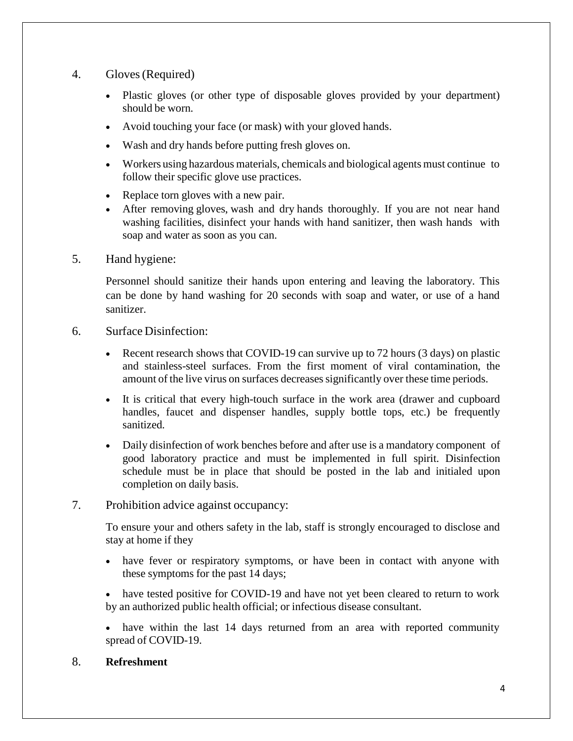4. Gloves (Required)

   - Plastic gloves (or other type of disposable gloves provided by your department) should be worn.
   - Avoid touching your face (or mask) with your gloved hands.
   - Wash and dry hands before putting fresh gloves on.
   - Workers using hazardous materials, chemicals and biological agents must continue to follow their specific glove use practices.
   - Replace torn gloves with a new pair.
   - After removing gloves, wash and dry hands thoroughly. If you are not near hand washing facilities, disinfect your hands with hand sanitizer, then wash hands with soap and water as soon as you can.

5. Hand hygiene:

   Personnel should sanitize their hands upon entering and leaving the laboratory. This can be done by hand washing for 20 seconds with soap and water, or use of a hand sanitizer.

6. Surface Disinfection:

   - Recent research shows that COVID-19 can survive up to 72 hours (3 days) on plastic and stainless-steel surfaces. From the first moment of viral contamination, the amount of the live virus on surfaces decreases significantly over these time periods.
   - It is critical that every high-touch surface in the work area (drawer and cupboard handles, faucet and dispenser handles, supply bottle tops, etc.) be frequently sanitized.
   - Daily disinfection of work benches before and after use is a mandatory component of good laboratory practice and must be implemented in full spirit. Disinfection schedule must be in place that should be posted in the lab and initialed upon completion on daily basis.

7. Prohibition advice against occupancy:

   To ensure your and others safety in the lab, staff is strongly encouraged to disclose and stay at home if they

   - have fever or respiratory symptoms, or have been in contact with anyone with these symptoms for the past 14 days;
   - have tested positive for COVID-19 and have not yet been cleared to return to work by an authorized public health official; or infectious disease consultant.
   - have within the last 14 days returned from an area with reported community spread of COVID-19.

8. **Refreshment**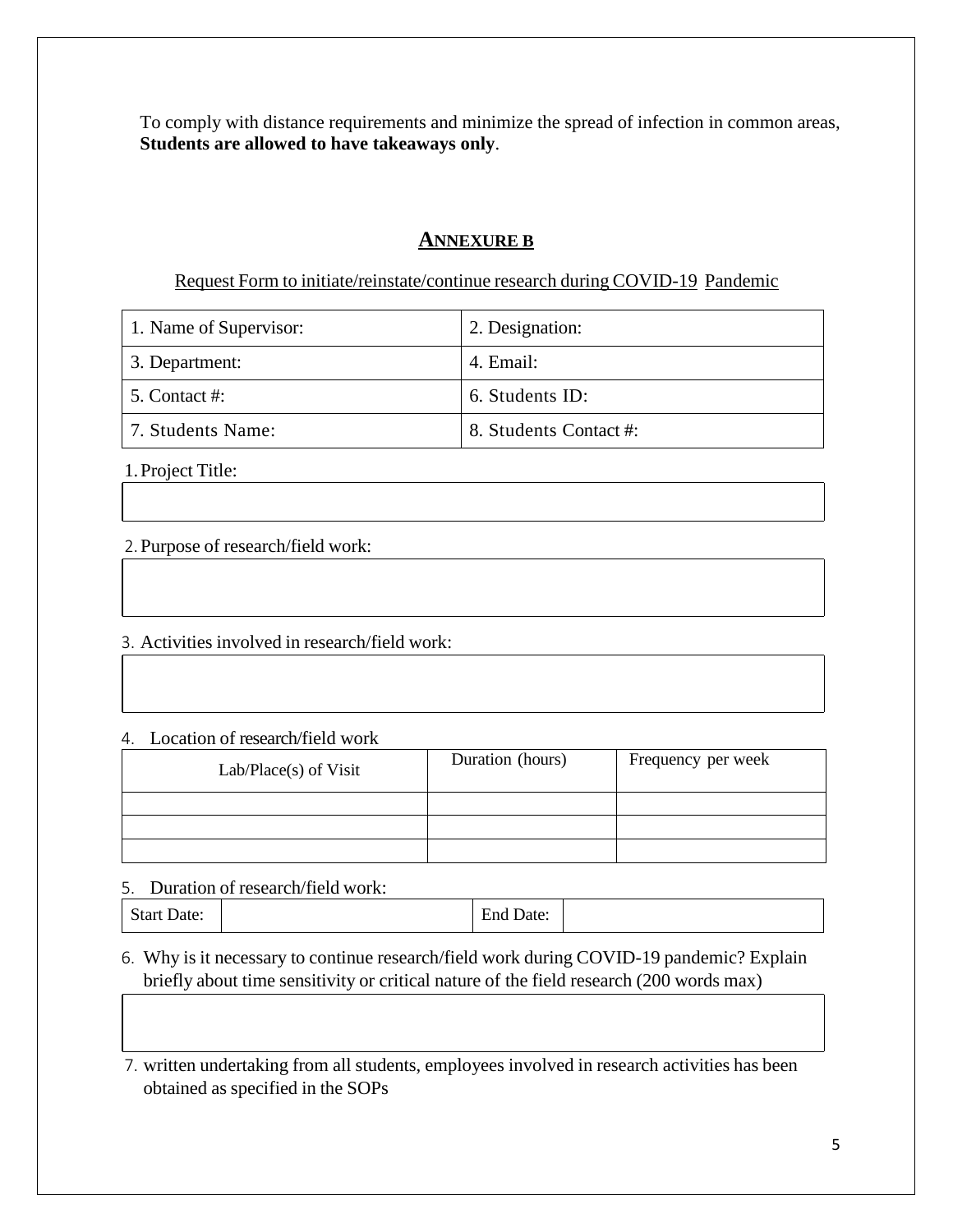To comply with distance requirements and minimize the spread of infection in common areas, **Students are allowed to have takeaways only**.

## ANNEXURE B

Request Form to initiate/reinstate/continue research during COVID-19 Pandemic

| 1. Name of Supervisor: | 2. Designation: |
|---|---|
| 3. Department: | 4. Email: |
| 5. Contact #: | 6. Students ID: |
| 7. Students Name: | 8. Students Contact #: |

1. Project Title:

| |
|---|

2. Purpose of research/field work:

| |
|---|

3. Activities involved in research/field work:

| |
|---|

4. Location of research/field work

| Lab/Place(s) of Visit | Duration (hours) | Frequency per week |
|---|---|---|
| | | |
| | | |
| | | |

5. Duration of research/field work:

| Start Date: | | End Date: | |
|---|---|---|---|

6. Why is it necessary to continue research/field work during COVID-19 pandemic? Explain briefly about time sensitivity or critical nature of the field research (200 words max)

| |
|---|

7. written undertaking from all students, employees involved in research activities has been obtained as specified in the SOPs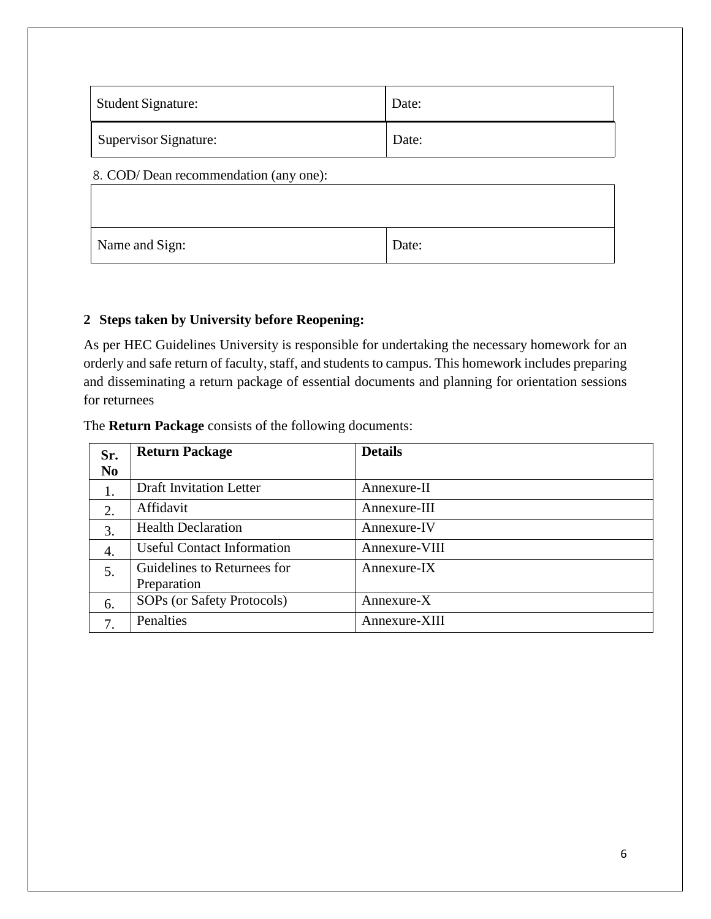| Student Signature: | Date: |
|---|---|
| Supervisor Signature: | Date: |

8. COD/ Dean recommendation (any one):

| | |
|---|---|
| | |
| Name and Sign: | Date: |

## 2 Steps taken by University before Reopening:

As per HEC Guidelines University is responsible for undertaking the necessary homework for an orderly and safe return of faculty, staff, and students to campus. This homework includes preparing and disseminating a return package of essential documents and planning for orientation sessions for returnees

The **Return Package** consists of the following documents:

| Sr. No | Return Package | Details |
|---|---|---|
| 1. | Draft Invitation Letter | Annexure-II |
| 2. | Affidavit | Annexure-III |
| 3. | Health Declaration | Annexure-IV |
| 4. | Useful Contact Information | Annexure-VIII |
| 5. | Guidelines to Returnees for Preparation | Annexure-IX |
| 6. | SOPs (or Safety Protocols) | Annexure-X |
| 7. | Penalties | Annexure-XIII |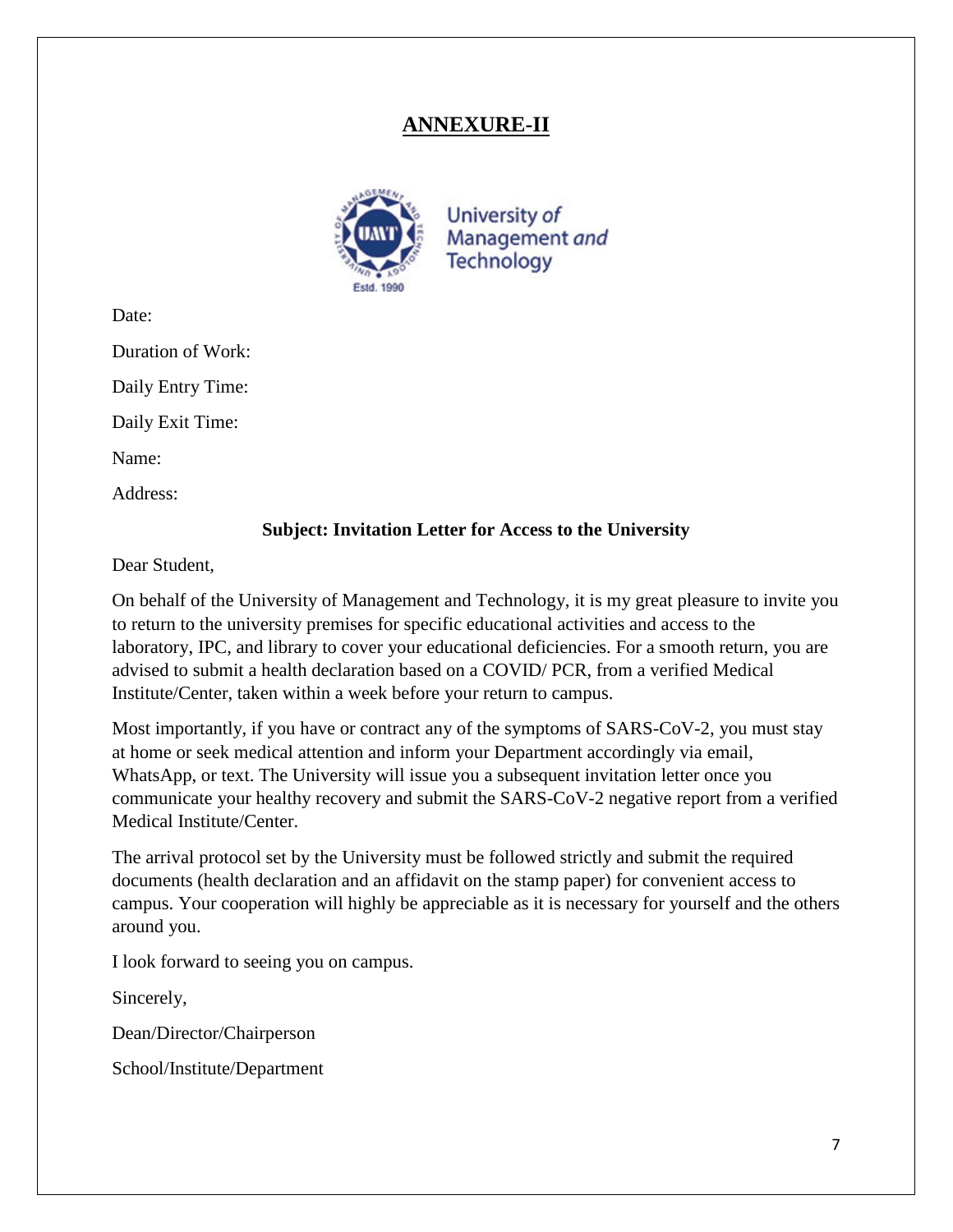# ANNEXURE-II

University of Management and Technology

Date:

Duration of Work:

Daily Entry Time:

Daily Exit Time:

Name:

Address:

**Subject: Invitation Letter for Access to the University**

Dear Student,

On behalf of the University of Management and Technology, it is my great pleasure to invite you to return to the university premises for specific educational activities and access to the laboratory, IPC, and library to cover your educational deficiencies. For a smooth return, you are advised to submit a health declaration based on a COVID/ PCR, from a verified Medical Institute/Center, taken within a week before your return to campus.

Most importantly, if you have or contract any of the symptoms of SARS-CoV-2, you must stay at home or seek medical attention and inform your Department accordingly via email, WhatsApp, or text. The University will issue you a subsequent invitation letter once you communicate your healthy recovery and submit the SARS-CoV-2 negative report from a verified Medical Institute/Center.

The arrival protocol set by the University must be followed strictly and submit the required documents (health declaration and an affidavit on the stamp paper) for convenient access to campus. Your cooperation will highly be appreciable as it is necessary for yourself and the others around you.

I look forward to seeing you on campus.

Sincerely,

Dean/Director/Chairperson

School/Institute/Department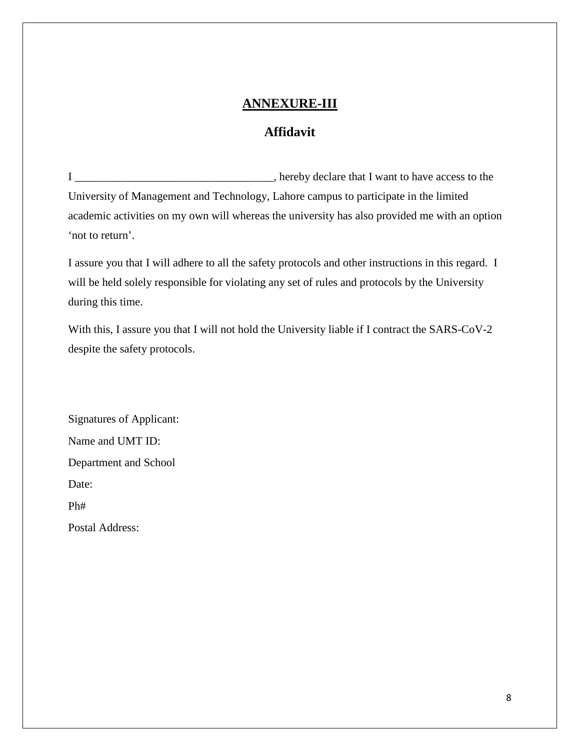# ANNEXURE-III

## Affidavit

I __________________________________, hereby declare that I want to have access to the University of Management and Technology, Lahore campus to participate in the limited academic activities on my own will whereas the university has also provided me with an option 'not to return'.

I assure you that I will adhere to all the safety protocols and other instructions in this regard. I will be held solely responsible for violating any set of rules and protocols by the University during this time.

With this, I assure you that I will not hold the University liable if I contract the SARS-CoV-2 despite the safety protocols.

Signatures of Applicant:

Name and UMT ID:

Department and School

Date:

Ph#

Postal Address: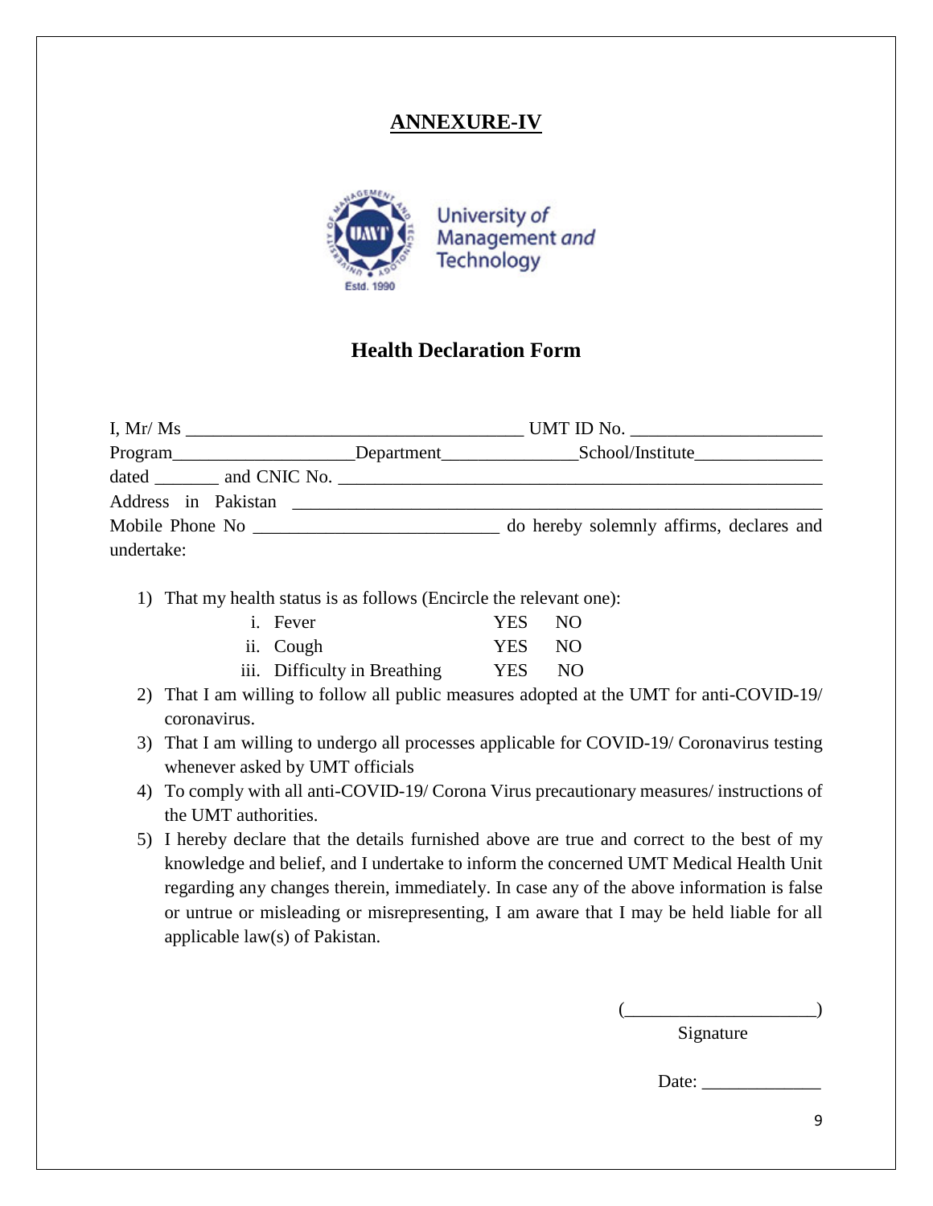# ANNEXURE-IV

University of Management and Technology

Estd. 1990

## Health Declaration Form

I, Mr/ Ms ____________________________________ UMT ID No. ____________________
Program____________________Department_______________School/Institute______________
dated _______ and CNIC No. _______________________________________________________
Address in Pakistan ________________________________________________________
Mobile Phone No __________________________ do hereby solemnly affirms, declares and undertake:

1) That my health status is as follows (Encircle the relevant one):
   - i. Fever YES NO
   - ii. Cough YES NO
   - iii. Difficulty in Breathing YES NO
2) That I am willing to follow all public measures adopted at the UMT for anti-COVID-19/ coronavirus.
3) That I am willing to undergo all processes applicable for COVID-19/ Coronavirus testing whenever asked by UMT officials
4) To comply with all anti-COVID-19/ Corona Virus precautionary measures/ instructions of the UMT authorities.
5) I hereby declare that the details furnished above are true and correct to the best of my knowledge and belief, and I undertake to inform the concerned UMT Medical Health Unit regarding any changes therein, immediately. In case any of the above information is false or untrue or misleading or misrepresenting, I am aware that I may be held liable for all applicable law(s) of Pakistan.

(_____________________)
Signature

Date: _____________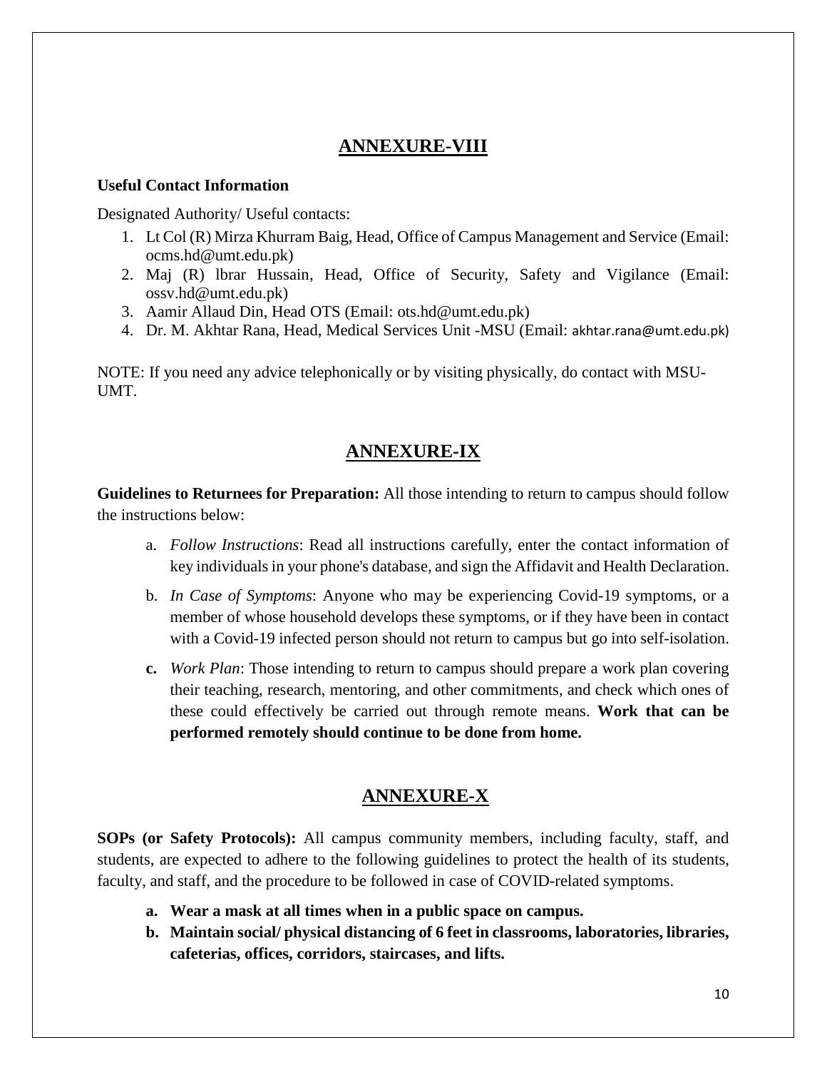## ANNEXURE-VIII

**Useful Contact Information**

Designated Authority/ Useful contacts:

1. Lt Col (R) Mirza Khurram Baig, Head, Office of Campus Management and Service (Email: ocms.hd@umt.edu.pk)
2. Maj (R) lbrar Hussain, Head, Office of Security, Safety and Vigilance (Email: ossv.hd@umt.edu.pk)
3. Aamir Allaud Din, Head OTS (Email: ots.hd@umt.edu.pk)
4. Dr. M. Akhtar Rana, Head, Medical Services Unit -MSU (Email: akhtar.rana@umt.edu.pk)

NOTE: If you need any advice telephonically or by visiting physically, do contact with MSU-UMT.

## ANNEXURE-IX

**Guidelines to Returnees for Preparation:** All those intending to return to campus should follow the instructions below:

a. *Follow Instructions*: Read all instructions carefully, enter the contact information of key individuals in your phone's database, and sign the Affidavit and Health Declaration.

b. *In Case of Symptoms*: Anyone who may be experiencing Covid-19 symptoms, or a member of whose household develops these symptoms, or if they have been in contact with a Covid-19 infected person should not return to campus but go into self-isolation.

**c.** *Work Plan*: Those intending to return to campus should prepare a work plan covering their teaching, research, mentoring, and other commitments, and check which ones of these could effectively be carried out through remote means. **Work that can be performed remotely should continue to be done from home.**

## ANNEXURE-X

**SOPs (or Safety Protocols):** All campus community members, including faculty, staff, and students, are expected to adhere to the following guidelines to protect the health of its students, faculty, and staff, and the procedure to be followed in case of COVID-related symptoms.

**a. Wear a mask at all times when in a public space on campus.**

**b. Maintain social/ physical distancing of 6 feet in classrooms, laboratories, libraries, cafeterias, offices, corridors, staircases, and lifts.**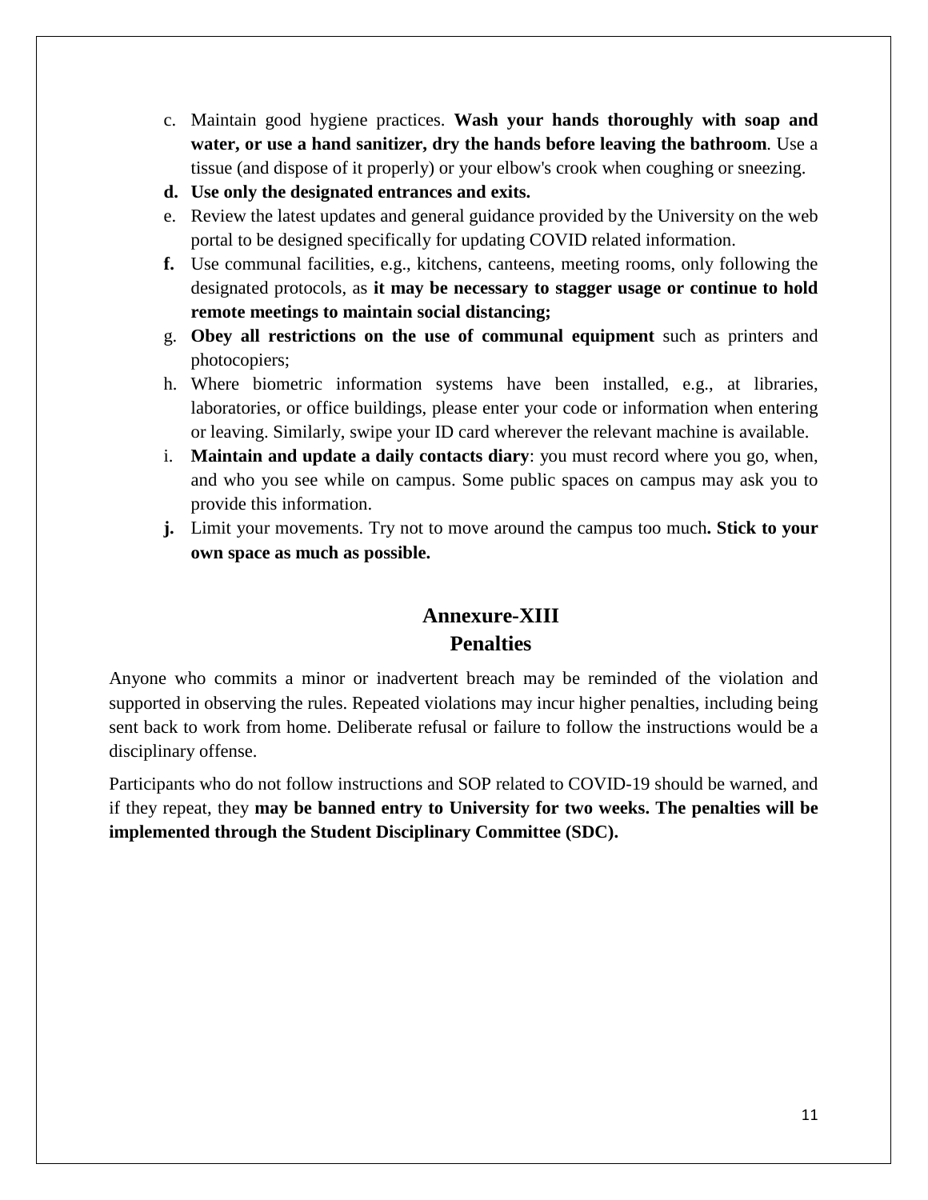c. Maintain good hygiene practices. **Wash your hands thoroughly with soap and water, or use a hand sanitizer, dry the hands before leaving the bathroom**. Use a tissue (and dispose of it properly) or your elbow's crook when coughing or sneezing.

**d. Use only the designated entrances and exits.**

e. Review the latest updates and general guidance provided by the University on the web portal to be designed specifically for updating COVID related information.

**f.** Use communal facilities, e.g., kitchens, canteens, meeting rooms, only following the designated protocols, as **it may be necessary to stagger usage or continue to hold remote meetings to maintain social distancing;**

g. **Obey all restrictions on the use of communal equipment** such as printers and photocopiers;

h. Where biometric information systems have been installed, e.g., at libraries, laboratories, or office buildings, please enter your code or information when entering or leaving. Similarly, swipe your ID card wherever the relevant machine is available.

i. **Maintain and update a daily contacts diary**: you must record where you go, when, and who you see while on campus. Some public spaces on campus may ask you to provide this information.

**j.** Limit your movements. Try not to move around the campus too much**. Stick to your own space as much as possible.**

## Annexure-XIII
## Penalties

Anyone who commits a minor or inadvertent breach may be reminded of the violation and supported in observing the rules. Repeated violations may incur higher penalties, including being sent back to work from home. Deliberate refusal or failure to follow the instructions would be a disciplinary offense.

Participants who do not follow instructions and SOP related to COVID-19 should be warned, and if they repeat, they **may be banned entry to University for two weeks. The penalties will be implemented through the Student Disciplinary Committee (SDC).**